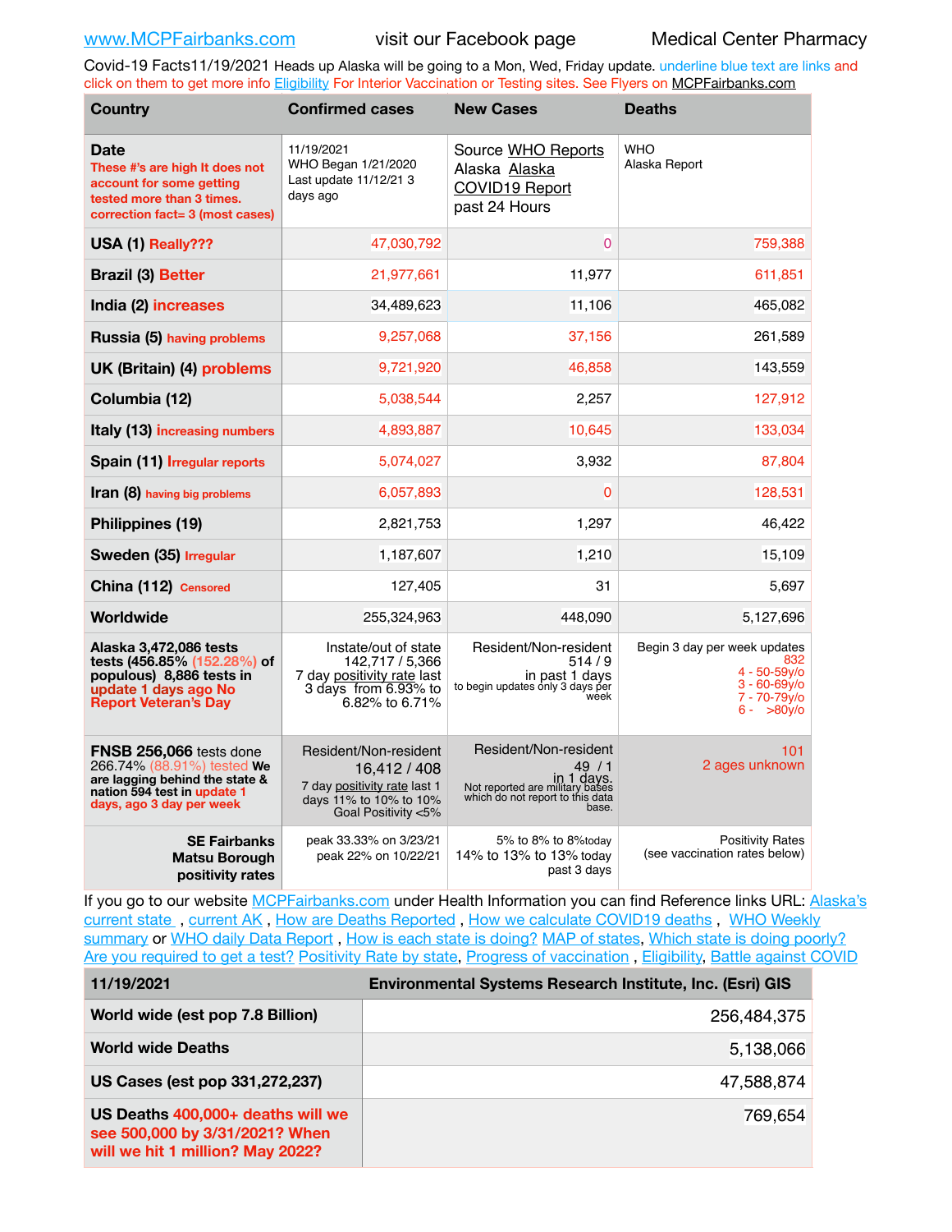www.MCPFairbanks.com visit our Facebook page Medical Center Pharmacy

Covid-19 Facts11/19/2021 Heads up Alaska will be going to a Mon, Wed, Friday update. underline blue text are links and click on them to get more info Eligibility For Interior Vaccination or Testing sites. See Flyers on MCPFairbanks.com

| Country | Confirmed cases | New Cases | Deaths |
|---|---|---|---|
| **Date** These #'s are high It does not account for some getting tested more than 3 times. correction fact= 3 (most cases) | 11/19/2021 WHO Began 1/21/2020 Last update 11/12/21 3 days ago | Source WHO Reports Alaska Alaska COVID19 Report past 24 Hours | WHO Alaska Report |
| **USA (1)** Really??? | 47,030,792 | 0 | 759,388 |
| **Brazil (3)** Better | 21,977,661 | 11,977 | 611,851 |
| **India (2)** increases | 34,489,623 | 11,106 | 465,082 |
| **Russia (5)** having problems | 9,257,068 | 37,156 | 261,589 |
| **UK (Britain) (4)** problems | 9,721,920 | 46,858 | 143,559 |
| **Columbia (12)** | 5,038,544 | 2,257 | 127,912 |
| **Italy (13)** increasing numbers | 4,893,887 | 10,645 | 133,034 |
| **Spain (11)** Irregular reports | 5,074,027 | 3,932 | 87,804 |
| **Iran (8)** having big problems | 6,057,893 | 0 | 128,531 |
| **Philippines (19)** | 2,821,753 | 1,297 | 46,422 |
| **Sweden (35)** Irregular | 1,187,607 | 1,210 | 15,109 |
| **China (112)** Censored | 127,405 | 31 | 5,697 |
| **Worldwide** | 255,324,963 | 448,090 | 5,127,696 |
| **Alaska 3,472,086 tests tests (456.85% (152.28%) of populous) 8,886 tests in** update 1 days ago No Report Veteran's Day | Instate/out of state 142,717 / 5,366 7 day positivity rate last 3 days from 6.93% to 6.82% to 6.71% | Resident/Non-resident 514 / 9 in past 1 days to begin updates only 3 days per week | Begin 3 day per week updates 832 4 - 50-59y/o 3 - 60-69y/o 7 - 70-79y/o 6 - >80y/o |
| **FNSB 256,066** tests done 266.74% (88.91%) tested **We are lagging behind the state & nation 594 test in** update 1 days, ago 3 day per week | Resident/Non-resident 16,412 / 408 7 day positivity rate last 1 days 11% to 10% to 10% Goal Positivity <5% | Resident/Non-resident 49 / 1 in 1 days. Not reported are military bases which do not report to this data base. | 101 2 ages unknown |
| **SE Fairbanks Matsu Borough positivity rates** | peak 33.33% on 3/23/21 peak 22% on 10/22/21 | 5% to 8% to 8%today 14% to 13% to 13% today past 3 days | Positivity Rates (see vaccination rates below) |

If you go to our website MCPFairbanks.com under Health Information you can find Reference links URL: Alaska's current state , current AK , How are Deaths Reported , How we calculate COVID19 deaths , WHO Weekly summary or WHO daily Data Report , How is each state is doing? MAP of states, Which state is doing poorly? Are you required to get a test? Positivity Rate by state, Progress of vaccination , Eligibility, Battle against COVID

| 11/19/2021 | Environmental Systems Research Institute, Inc. (Esri) GIS |
|---|---|
| **World wide (est pop 7.8 Billion)** | 256,484,375 |
| **World wide Deaths** | 5,138,066 |
| **US Cases (est pop 331,272,237)** | 47,588,874 |
| **US Deaths** 400,000+ deaths will we see 500,000 by 3/31/2021? When will we hit 1 million? May 2022? | 769,654 |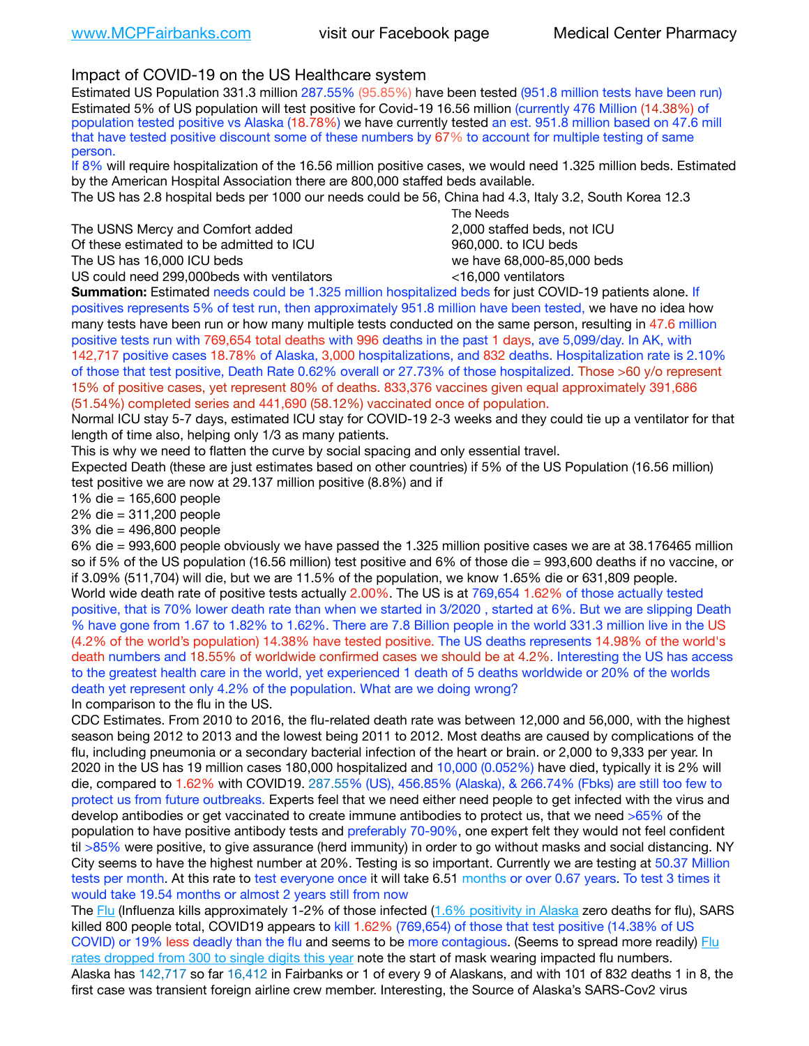www.MCPFairbanks.com visit our Facebook page Medical Center Pharmacy

## Impact of COVID-19 on the US Healthcare system

Estimated US Population 331.3 million 287.55% (95.85%) have been tested (951.8 million tests have been run) Estimated 5% of US population will test positive for Covid-19 16.56 million (currently 476 Million (14.38%) of population tested positive vs Alaska (18.78%) we have currently tested an est. 951.8 million based on 47.6 mill that have tested positive discount some of these numbers by 67% to account for multiple testing of same person.

If 8% will require hospitalization of the 16.56 million positive cases, we would need 1.325 million beds. Estimated by the American Hospital Association there are 800,000 staffed beds available.

The US has 2.8 hospital beds per 1000 our needs could be 56, China had 4.3, Italy 3.2, South Korea 12.3

| | The Needs |
|---|---|
| The USNS Mercy and Comfort added | 2,000 staffed beds, not ICU |
| Of these estimated to be admitted to ICU | 960,000. to ICU beds |
| The US has 16,000 ICU beds | we have 68,000-85,000 beds |
| US could need 299,000beds with ventilators | <16,000 ventilators |

**Summation:** Estimated needs could be 1.325 million hospitalized beds for just COVID-19 patients alone. If positives represents 5% of test run, then approximately 951.8 million have been tested, we have no idea how many tests have been run or how many multiple tests conducted on the same person, resulting in 47.6 million positive tests run with 769,654 total deaths with 996 deaths in the past 1 days, ave 5,099/day. In AK, with 142,717 positive cases 18.78% of Alaska, 3,000 hospitalizations, and 832 deaths. Hospitalization rate is 2.10% of those that test positive, Death Rate 0.62% overall or 27.73% of those hospitalized. Those >60 y/o represent 15% of positive cases, yet represent 80% of deaths. 833,376 vaccines given equal approximately 391,686 (51.54%) completed series and 441,690 (58.12%) vaccinated once of population.

Normal ICU stay 5-7 days, estimated ICU stay for COVID-19 2-3 weeks and they could tie up a ventilator for that length of time also, helping only 1/3 as many patients.

This is why we need to flatten the curve by social spacing and only essential travel.

Expected Death (these are just estimates based on other countries) if 5% of the US Population (16.56 million) test positive we are now at 29.137 million positive (8.8%) and if

1% die = 165,600 people
2% die = 311,200 people
3% die = 496,800 people
6% die = 993,600 people obviously we have passed the 1.325 million positive cases we are at 38.176465 million so if 5% of the US population (16.56 million) test positive and 6% of those die = 993,600 deaths if no vaccine, or if 3.09% (511,704) will die, but we are 11.5% of the population, we know 1.65% die or 631,809 people.

World wide death rate of positive tests actually 2.00%. The US is at 769,654 1.62% of those actually tested positive, that is 70% lower death rate than when we started in 3/2020 , started at 6%. But we are slipping Death % have gone from 1.67 to 1.82% to 1.62%. There are 7.8 Billion people in the world 331.3 million live in the US (4.2% of the world's population) 14.38% have tested positive. The US deaths represents 14.98% of the world's death numbers and 18.55% of worldwide confirmed cases we should be at 4.2%. Interesting the US has access to the greatest health care in the world, yet experienced 1 death of 5 deaths worldwide or 20% of the worlds death yet represent only 4.2% of the population. What are we doing wrong?

In comparison to the flu in the US.

CDC Estimates. From 2010 to 2016, the flu-related death rate was between 12,000 and 56,000, with the highest season being 2012 to 2013 and the lowest being 2011 to 2012. Most deaths are caused by complications of the flu, including pneumonia or a secondary bacterial infection of the heart or brain. or 2,000 to 9,333 per year. In 2020 in the US has 19 million cases 180,000 hospitalized and 10,000 (0.052%) have died, typically it is 2% will die, compared to 1.62% with COVID19. 287.55% (US), 456.85% (Alaska), & 266.74% (Fbks) are still too few to protect us from future outbreaks. Experts feel that we need either need people to get infected with the virus and develop antibodies or get vaccinated to create immune antibodies to protect us, that we need >65% of the population to have positive antibody tests and preferably 70-90%, one expert felt they would not feel confident til >85% were positive, to give assurance (herd immunity) in order to go without masks and social distancing. NY City seems to have the highest number at 20%. Testing is so important. Currently we are testing at 50.37 Million tests per month. At this rate to test everyone once it will take 6.51 months or over 0.67 years. To test 3 times it would take 19.54 months or almost 2 years still from now

The Flu (Influenza kills approximately 1-2% of those infected (1.6% positivity in Alaska zero deaths for flu), SARS killed 800 people total, COVID19 appears to kill 1.62% (769,654) of those that test positive (14.38% of US COVID) or 19% less deadly than the flu and seems to be more contagious. (Seems to spread more readily) Flu rates dropped from 300 to single digits this year note the start of mask wearing impacted flu numbers.

Alaska has 142,717 so far 16,412 in Fairbanks or 1 of every 9 of Alaskans, and with 101 of 832 deaths 1 in 8, the first case was transient foreign airline crew member. Interesting, the Source of Alaska's SARS-Cov2 virus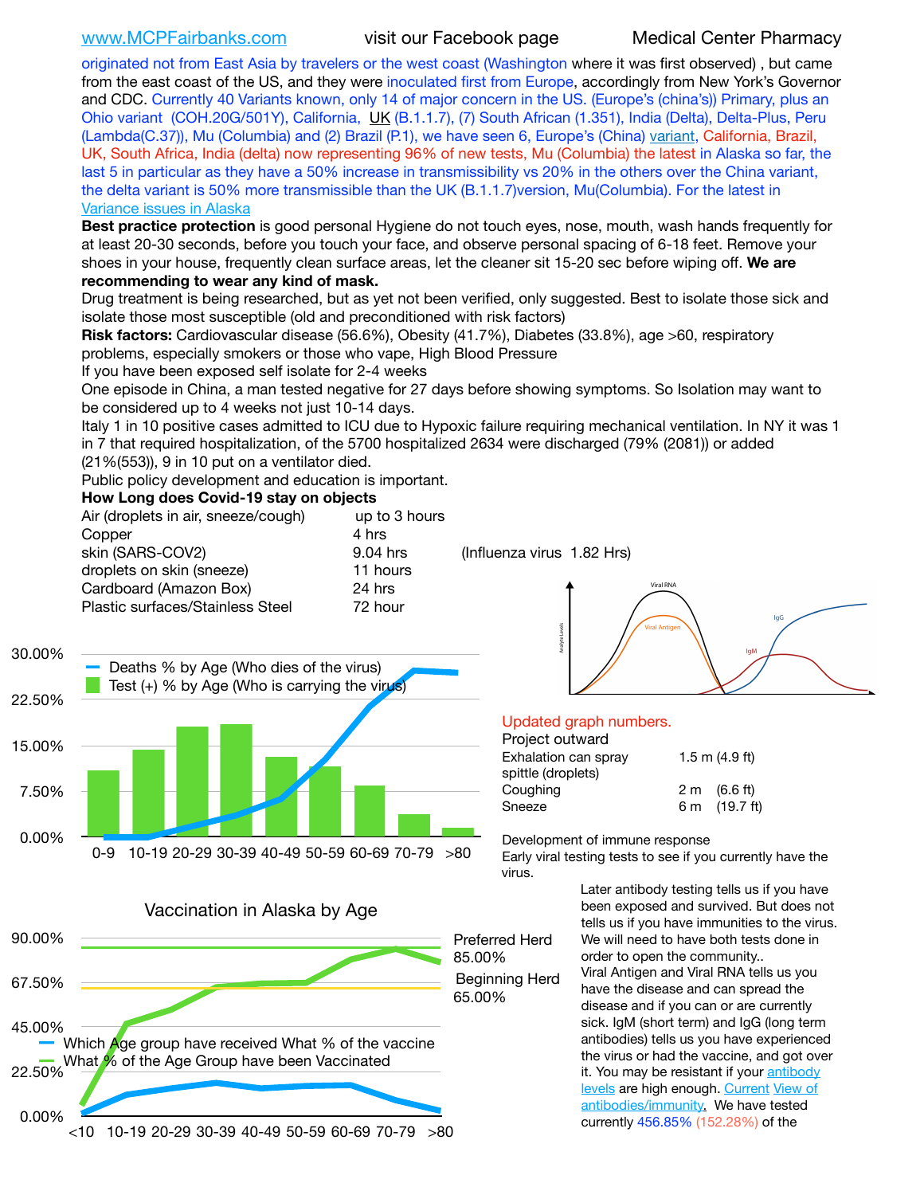www.MCPFairbanks.com visit our Facebook page Medical Center Pharmacy

originated not from East Asia by travelers or the west coast (Washington where it was first observed) , but came from the east coast of the US, and they were inoculated first from Europe, accordingly from New York's Governor and CDC. Currently 40 Variants known, only 14 of major concern in the US. (Europe's (china's)) Primary, plus an Ohio variant (COH.20G/501Y), California, UK (B.1.1.7), (7) South African (1.351), India (Delta), Delta-Plus, Peru (Lambda(C.37)), Mu (Columbia) and (2) Brazil (P.1), we have seen 6, Europe's (China) variant, California, Brazil, UK, South Africa, India (delta) now representing 96% of new tests, Mu (Columbia) the latest in Alaska so far, the last 5 in particular as they have a 50% increase in transmissibility vs 20% in the others over the China variant, the delta variant is 50% more transmissible than the UK (B.1.1.7)version, Mu(Columbia). For the latest in Variance issues in Alaska

**Best practice protection** is good personal Hygiene do not touch eyes, nose, mouth, wash hands frequently for at least 20-30 seconds, before you touch your face, and observe personal spacing of 6-18 feet. Remove your shoes in your house, frequently clean surface areas, let the cleaner sit 15-20 sec before wiping off. **We are recommending to wear any kind of mask.**

Drug treatment is being researched, but as yet not been verified, only suggested. Best to isolate those sick and isolate those most susceptible (old and preconditioned with risk factors)

**Risk factors:** Cardiovascular disease (56.6%), Obesity (41.7%), Diabetes (33.8%), age >60, respiratory problems, especially smokers or those who vape, High Blood Pressure

If you have been exposed self isolate for 2-4 weeks

One episode in China, a man tested negative for 27 days before showing symptoms. So Isolation may want to be considered up to 4 weeks not just 10-14 days.

Italy 1 in 10 positive cases admitted to ICU due to Hypoxic failure requiring mechanical ventilation. In NY it was 1 in 7 that required hospitalization, of the 5700 hospitalized 2634 were discharged (79% (2081)) or added (21%(553)), 9 in 10 put on a ventilator died.

Public policy development and education is important.

**How Long does Covid-19 stay on objects**

| Object | Time | |
|---|---|---|
| Air (droplets in air, sneeze/cough) | up to 3 hours | |
| Copper | 4 hrs | |
| skin (SARS-COV2) | 9.04 hrs | (Influenza virus 1.82 Hrs) |
| droplets on skin (sneeze) | 11 hours | |
| Cardboard (Amazon Box) | 24 hrs | |
| Plastic surfaces/Stainless Steel | 72 hour | |

Updated graph numbers.

Project outward

| | |
|---|---|
| Exhalation can spray spittle (droplets) | 1.5 m (4.9 ft) |
| Coughing | 2 m (6.6 ft) |
| Sneeze | 6 m (19.7 ft) |

Development of immune response

Early viral testing tests to see if you currently have the virus.

Later antibody testing tells us if you have been exposed and survived. But does not tells us if you have immunities to the virus. We will need to have both tests done in order to open the community..

Viral Antigen and Viral RNA tells us you have the disease and can spread the disease and if you can or are currently sick. IgM (short term) and IgG (long term antibodies) tells us you have experienced the virus or had the vaccine, and got over it. You may be resistant if your antibody levels are high enough. Current View of antibodies/immunity. We have tested currently 456.85% (152.28%) of the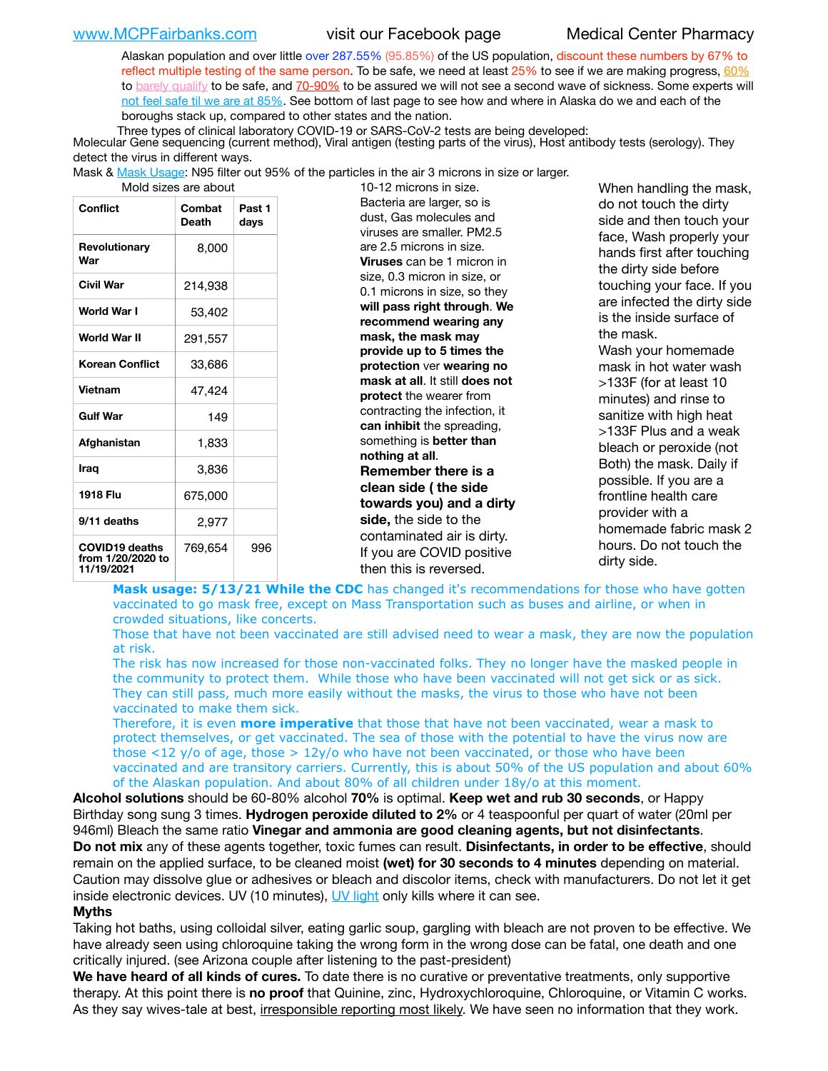www.MCPFairbanks.com visit our Facebook page Medical Center Pharmacy

Alaskan population and over little over 287.55% (95.85%) of the US population, discount these numbers by 67% to reflect multiple testing of the same person. To be safe, we need at least 25% to see if we are making progress, 60% to barely qualify to be safe, and 70-90% to be assured we will not see a second wave of sickness. Some experts will not feel safe til we are at 85%. See bottom of last page to see how and where in Alaska do we and each of the boroughs stack up, compared to other states and the nation.

Three types of clinical laboratory COVID-19 or SARS-CoV-2 tests are being developed:
Molecular Gene sequencing (current method), Viral antigen (testing parts of the virus), Host antibody tests (serology). They detect the virus in different ways.

Mask & Mask Usage: N95 filter out 95% of the particles in the air 3 microns in size or larger. Mold sizes are about 10-12 microns in size. Bacteria are larger, so is dust, Gas molecules and viruses are smaller. PM2.5 are 2.5 microns in size. **Viruses** can be 1 micron in size, 0.3 micron in size, or 0.1 microns in size, so they **will pass right through**. **We recommend wearing any mask, the mask may provide up to 5 times the protection** ver **wearing no mask at all**. It still **does not protect** the wearer from contracting the infection, it **can inhibit** the spreading, something is **better than nothing at all**.

**Remember there is a clean side ( the side towards you) and a dirty side,** the side to the contaminated air is dirty. If you are COVID positive then this is reversed.

When handling the mask, do not touch the dirty side and then touch your face, Wash properly your hands first after touching the dirty side before touching your face. If you are infected the dirty side is the inside surface of the mask.

Wash your homemade mask in hot water wash >133F (for at least 10 minutes) and rinse to sanitize with high heat >133F Plus and a weak bleach or peroxide (not Both) the mask. Daily if possible. If you are a frontline health care provider with a homemade fabric mask 2 hours. Do not touch the dirty side.

| Conflict | Combat Death | Past 1 days |
|---|---|---|
| Revolutionary War | 8,000 | |
| Civil War | 214,938 | |
| World War I | 53,402 | |
| World War II | 291,557 | |
| Korean Conflict | 33,686 | |
| Vietnam | 47,424 | |
| Gulf War | 149 | |
| Afghanistan | 1,833 | |
| Iraq | 3,836 | |
| 1918 Flu | 675,000 | |
| 9/11 deaths | 2,977 | |
| COVID19 deaths from 1/20/2020 to 11/19/2021 | 769,654 | 996 |

**Mask usage: 5/13/21 While the CDC** has changed it's recommendations for those who have gotten vaccinated to go mask free, except on Mass Transportation such as buses and airline, or when in crowded situations, like concerts.

Those that have not been vaccinated are still advised need to wear a mask, they are now the population at risk.

The risk has now increased for those non-vaccinated folks. They no longer have the masked people in the community to protect them. While those who have been vaccinated will not get sick or as sick. They can still pass, much more easily without the masks, the virus to those who have not been vaccinated to make them sick.

Therefore, it is even **more imperative** that those that have not been vaccinated, wear a mask to protect themselves, or get vaccinated. The sea of those with the potential to have the virus now are those <12 y/o of age, those > 12y/o who have not been vaccinated, or those who have been vaccinated and are transitory carriers. Currently, this is about 50% of the US population and about 60% of the Alaskan population. And about 80% of all children under 18y/o at this moment.

**Alcohol solutions** should be 60-80% alcohol **70%** is optimal. **Keep wet and rub 30 seconds**, or Happy Birthday song sung 3 times. **Hydrogen peroxide diluted to 2%** or 4 teaspoonful per quart of water (20ml per 946ml) Bleach the same ratio **Vinegar and ammonia are good cleaning agents, but not disinfectants**.

**Do not mix** any of these agents together, toxic fumes can result. **Disinfectants, in order to be effective**, should remain on the applied surface, to be cleaned moist **(wet) for 30 seconds to 4 minutes** depending on material. Caution may dissolve glue or adhesives or bleach and discolor items, check with manufacturers. Do not let it get inside electronic devices. UV (10 minutes), UV light only kills where it can see.

**Myths**

Taking hot baths, using colloidal silver, eating garlic soup, gargling with bleach are not proven to be effective. We have already seen using chloroquine taking the wrong form in the wrong dose can be fatal, one death and one critically injured. (see Arizona couple after listening to the past-president)

**We have heard of all kinds of cures.** To date there is no curative or preventative treatments, only supportive therapy. At this point there is **no proof** that Quinine, zinc, Hydroxychloroquine, Chloroquine, or Vitamin C works. As they say wives-tale at best, irresponsible reporting most likely. We have seen no information that they work.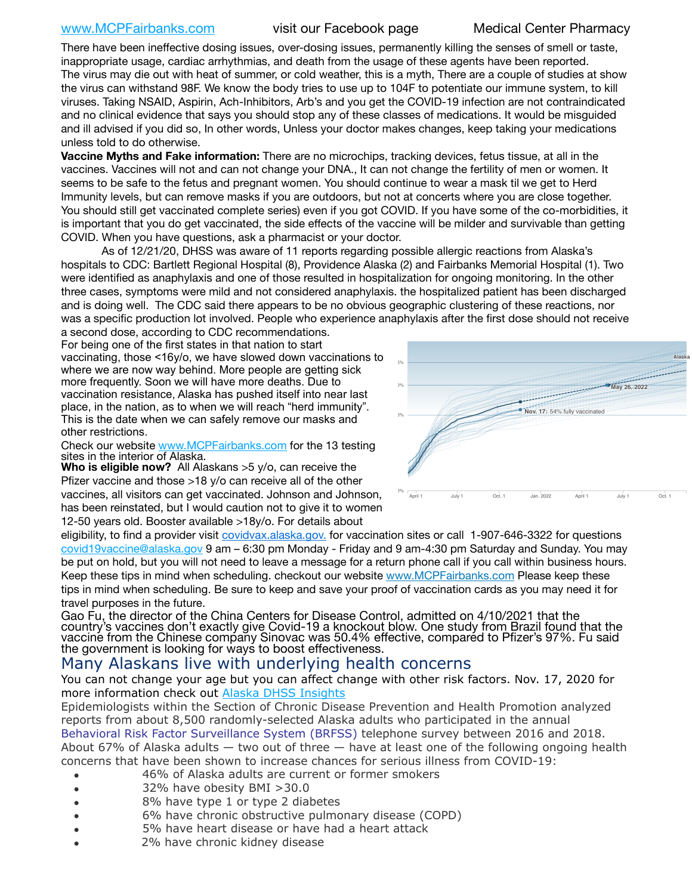There have been ineffective dosing issues, over-dosing issues, permanently killing the senses of smell or taste, inappropriate usage, cardiac arrhythmias, and death from the usage of these agents have been reported. The virus may die out with heat of summer, or cold weather, this is a myth, There are a couple of studies at show the virus can withstand 98F. We know the body tries to use up to 104F to potentiate our immune system, to kill viruses. Taking NSAID, Aspirin, Ach-Inhibitors, Arb's and you get the COVID-19 infection are not contraindicated and no clinical evidence that says you should stop any of these classes of medications. It would be misguided and ill advised if you did so, In other words, Unless your doctor makes changes, keep taking your medications unless told to do otherwise.

**Vaccine Myths and Fake information:** There are no microchips, tracking devices, fetus tissue, at all in the vaccines. Vaccines will not and can not change your DNA., It can not change the fertility of men or women. It seems to be safe to the fetus and pregnant women. You should continue to wear a mask til we get to Herd Immunity levels, but can remove masks if you are outdoors, but not at concerts where you are close together. You should still get vaccinated complete series) even if you got COVID. If you have some of the co-morbidities, it is important that you do get vaccinated, the side effects of the vaccine will be milder and survivable than getting COVID. When you have questions, ask a pharmacist or your doctor.

As of 12/21/20, DHSS was aware of 11 reports regarding possible allergic reactions from Alaska's hospitals to CDC: Bartlett Regional Hospital (8), Providence Alaska (2) and Fairbanks Memorial Hospital (1). Two were identified as anaphylaxis and one of those resulted in hospitalization for ongoing monitoring. In the other three cases, symptoms were mild and not considered anaphylaxis. the hospitalized patient has been discharged and is doing well. The CDC said there appears to be no obvious geographic clustering of these reactions, nor was a specific production lot involved. People who experience anaphylaxis after the first dose should not receive a second dose, according to CDC recommendations.

For being one of the first states in that nation to start vaccinating, those <16y/o, we have slowed down vaccinations to where we are now way behind. More people are getting sick more frequently. Soon we will have more deaths. Due to vaccination resistance, Alaska has pushed itself into near last place, in the nation, as to when we will reach "herd immunity". This is the date when we can safely remove our masks and other restrictions.

Alaska — May 26, 2022 — Nov. 17: 54% fully vaccinated

April 1 | July 1 | Oct. 1 | Jan. 2022 | April 1 | July 1 | Oct. 1

Check our website [www.MCPFairbanks.com](http://www.MCPFairbanks.com) for the 13 testing sites in the interior of Alaska.

**Who is eligible now?** All Alaskans >5 y/o, can receive the Pfizer vaccine and those >18 y/o can receive all of the other vaccines, all visitors can get vaccinated. Johnson and Johnson, has been reinstated, but I would caution not to give it to women 12-50 years old. Booster available >18y/o. For details about eligibility, to find a provider visit [covidvax.alaska.gov.](http://covidvax.alaska.gov) for vaccination sites or call 1-907-646-3322 for questions [covid19vaccine@alaska.gov](mailto:covid19vaccine@alaska.gov) 9 am – 6:30 pm Monday - Friday and 9 am-4:30 pm Saturday and Sunday. You may be put on hold, but you will not need to leave a message for a return phone call if you call within business hours. Keep these tips in mind when scheduling. checkout our website [www.MCPFairbanks.com](http://www.MCPFairbanks.com) Please keep these tips in mind when scheduling. Be sure to keep and save your proof of vaccination cards as you may need it for travel purposes in the future.

Gao Fu, the director of the China Centers for Disease Control, admitted on 4/10/2021 that the country's vaccines don't exactly give Covid-19 a knockout blow. One study from Brazil found that the vaccine from the Chinese company Sinovac was 50.4% effective, compared to Pfizer's 97%. Fu said the government is looking for ways to boost effectiveness.

## Many Alaskans live with underlying health concerns

You can not change your age but you can affect change with other risk factors. Nov. 17, 2020 for more information check out [Alaska DHSS Insights](#)

Epidemiologists within the Section of Chronic Disease Prevention and Health Promotion analyzed reports from about 8,500 randomly-selected Alaska adults who participated in the annual Behavioral Risk Factor Surveillance System (BRFSS) telephone survey between 2016 and 2018. About 67% of Alaska adults — two out of three — have at least one of the following ongoing health concerns that have been shown to increase chances for serious illness from COVID-19:

- 46% of Alaska adults are current or former smokers
- 32% have obesity BMI >30.0
- 8% have type 1 or type 2 diabetes
- 6% have chronic obstructive pulmonary disease (COPD)
- 5% have heart disease or have had a heart attack
- 2% have chronic kidney disease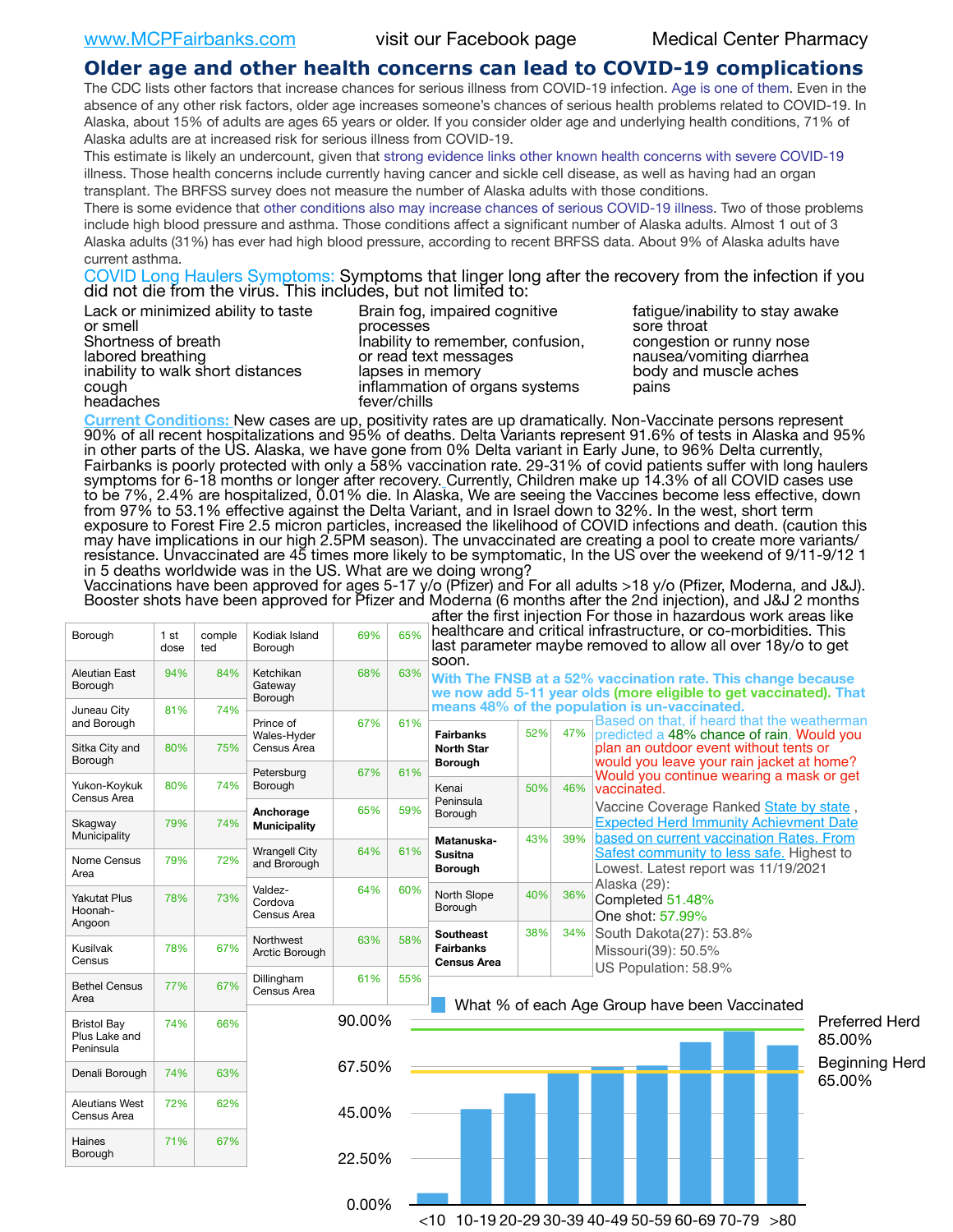www.MCPFairbanks.com visit our Facebook page Medical Center Pharmacy

# Older age and other health concerns can lead to COVID-19 complications

The CDC lists other factors that increase chances for serious illness from COVID-19 infection. Age is one of them. Even in the absence of any other risk factors, older age increases someone's chances of serious health problems related to COVID-19. In Alaska, about 15% of adults are ages 65 years or older. If you consider older age and underlying health conditions, 71% of Alaska adults are at increased risk for serious illness from COVID-19.

This estimate is likely an undercount, given that strong evidence links other known health concerns with severe COVID-19 illness. Those health concerns include currently having cancer and sickle cell disease, as well as having had an organ transplant. The BRFSS survey does not measure the number of Alaska adults with those conditions.

There is some evidence that other conditions also may increase chances of serious COVID-19 illness. Two of those problems include high blood pressure and asthma. Those conditions affect a significant number of Alaska adults. Almost 1 out of 3 Alaska adults (31%) has ever had high blood pressure, according to recent BRFSS data. About 9% of Alaska adults have current asthma.

**COVID Long Haulers Symptoms:** Symptoms that linger long after the recovery from the infection if you did not die from the virus. This includes, but not limited to:

- Lack or minimized ability to taste or smell
- Shortness of breath
- labored breathing
- inability to walk short distances
- cough
- headaches
- Brain fog, impaired cognitive processes
- Inability to remember, confusion, or read text messages
- lapses in memory
- inflammation of organs systems
- fever/chills
- fatigue/inability to stay awake
- sore throat
- congestion or runny nose
- nausea/vomiting diarrhea
- body and muscle aches
- pains

**Current Conditions:** New cases are up, positivity rates are up dramatically. Non-Vaccinate persons represent 90% of all recent hospitalizations and 95% of deaths. Delta Variants represent 91.6% of tests in Alaska and 95% in other parts of the US. Alaska, we have gone from 0% Delta variant in Early June, to 96% Delta currently, Fairbanks is poorly protected with only a 58% vaccination rate. 29-31% of covid patients suffer with long haulers symptoms for 6-18 months or longer after recovery. Currently, Children make up 14.3% of all COVID cases use to be 7%, 2.4% are hospitalized, 0.01% die. In Alaska, We are seeing the Vaccines become less effective, down from 97% to 53.1% effective against the Delta Variant, and in Israel down to 32%. In the west, short term exposure to Forest Fire 2.5 micron particles, increased the likelihood of COVID infections and death. (caution this may have implications in our high 2.5PM season). The unvaccinated are creating a pool to create more variants/ resistance. Unvaccinated are 45 times more likely to be symptomatic, In the US over the weekend of 9/11-9/12 1 in 5 deaths worldwide was in the US. What are we doing wrong?

Vaccinations have been approved for ages 5-17 y/o (Pfizer) and For all adults >18 y/o (Pfizer, Moderna, and J&J). Booster shots have been approved for Pfizer and Moderna (6 months after the 2nd injection), and J&J 2 months after the first injection For those in hazardous work areas like healthcare and critical infrastructure, or co-morbidities. This last parameter maybe removed to allow all over 18y/o to get soon.

| Borough | 1 st dose | completed |
|---|---|---|
| Aleutian East Borough | 94% | 84% |
| Juneau City and Borough | 81% | 74% |
| Sitka City and Borough | 80% | 75% |
| Yukon-Koykuk Census Area | 80% | 74% |
| Skagway Municipality | 79% | 74% |
| Nome Census Area | 79% | 72% |
| Yakutat Plus Hoonah-Angoon | 78% | 73% |
| Kusilvak Census | 78% | 67% |
| Bethel Census Area | 77% | 67% |
| Bristol Bay Plus Lake and Peninsula | 74% | 66% |
| Denali Borough | 74% | 63% |
| Aleutians West Census Area | 72% | 62% |
| Haines Borough | 71% | 67% |
| Kodiak Island Borough | 69% | 65% |
| Ketchikan Gateway Borough | 68% | 63% |
| Prince of Wales-Hyder Census Area | 67% | 61% |
| Petersburg Borough | 67% | 61% |
| **Anchorage Municipality** | 65% | 59% |
| Wrangell City and Brorough | 64% | 61% |
| Valdez-Cordova Census Area | 64% | 60% |
| Northwest Arctic Borough | 63% | 58% |
| Dillingham Census Area | 61% | 55% |
| **Fairbanks North Star Borough** | 52% | 47% |
| Kenai Peninsula Borough | 50% | 46% |
| **Matanuska-Susitna Borough** | 43% | 39% |
| North Slope Borough | 40% | 36% |
| **Southeast Fairbanks Census Area** | 38% | 34% |

**With The FNSB at a 52% vaccination rate. This change because we now add 5-11 year olds (more eligible to get vaccinated). That means 48% of the population is un-vaccinated.**

Based on that, if heard that the weatherman predicted a 48% chance of rain, Would you plan an outdoor event without tents or would you leave your rain jacket at home? Would you continue wearing a mask or get vaccinated.

Vaccine Coverage Ranked State by state , Expected Herd Immunity Achievment Date based on current vaccination Rates. From Safest community to less safe. Highest to Lowest. Latest report was 11/19/2021

Alaska (29):
Completed 51.48%
One shot: 57.99%
South Dakota(27): 53.8%
Missouri(39): 50.5%
US Population: 58.9%

What % of each Age Group have been Vaccinated

90.00%
67.50%
45.00%
22.50%
0.00%

<10 10-19 20-29 30-39 40-49 50-59 60-69 70-79 >80

Preferred Herd 85.00%
Beginning Herd 65.00%